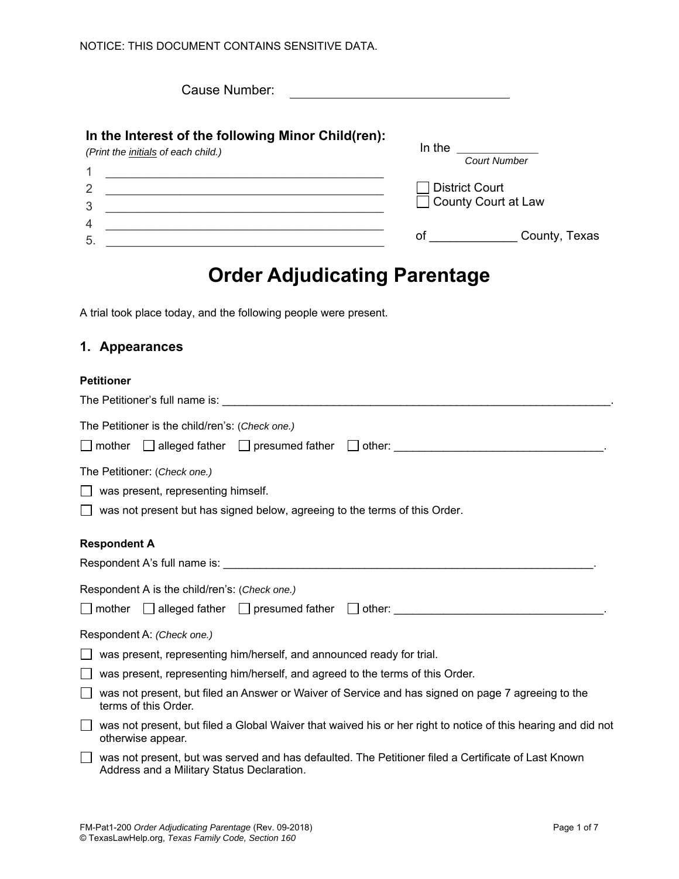NOTICE: THIS DOCUMENT CONTAINS SENSITIVE DATA.

Cause Number: ______________________________

**In the Interest of the following Minor Child(ren):**
*(Print the initials of each child.)*

1 ____________________________________________
2 ____________________________________________
3 ____________________________________________
4 ____________________________________________
5. ____________________________________________

In the ____________
*Court Number*

☐ District Court
☐ County Court at Law

of ____________ County, Texas

# Order Adjudicating Parentage

A trial took place today, and the following people were present.

## 1. Appearances

**Petitioner**

The Petitioner's full name is: ______________________________________________________________.

The Petitioner is the child/ren's: (*Check one.)*

☐ mother ☐ alleged father ☐ presumed father ☐ other: ________________________________.

The Petitioner: (*Check one.)*

☐ was present, representing himself.

☐ was not present but has signed below, agreeing to the terms of this Order.

**Respondent A**

Respondent A's full name is: ____________________________________________________________.

Respondent A is the child/ren's: (*Check one.)*

☐ mother ☐ alleged father ☐ presumed father ☐ other: ________________________________.

Respondent A: *(Check one.)*

☐ was present, representing him/herself, and announced ready for trial.

☐ was present, representing him/herself, and agreed to the terms of this Order.

☐ was not present, but filed an Answer or Waiver of Service and has signed on page 7 agreeing to the terms of this Order.

☐ was not present, but filed a Global Waiver that waived his or her right to notice of this hearing and did not otherwise appear.

☐ was not present, but was served and has defaulted. The Petitioner filed a Certificate of Last Known Address and a Military Status Declaration.

FM-Pat1-200 *Order Adjudicating Parentage* (Rev. 09-2018)
© TexasLawHelp.org, *Texas Family Code, Section 160*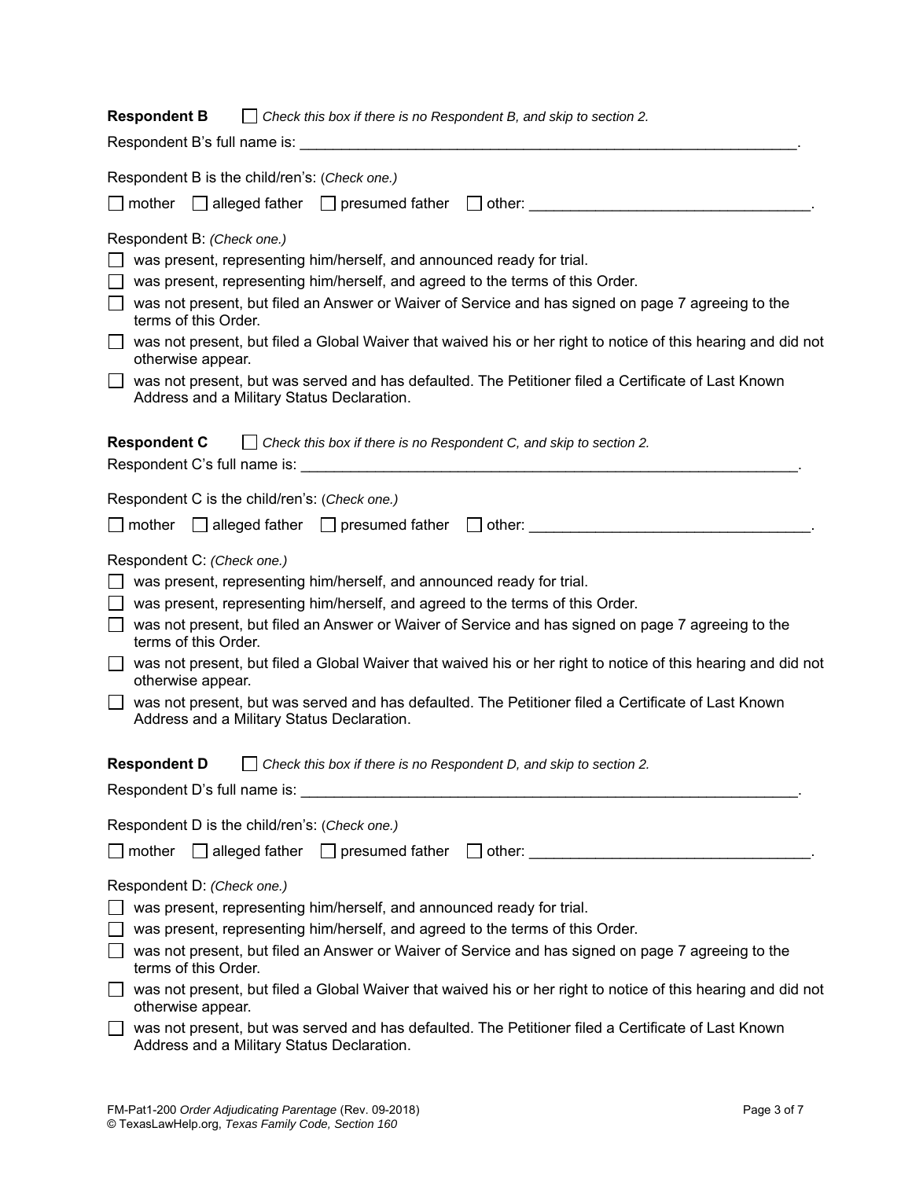**Respondent B** ☐ *Check this box if there is no Respondent B, and skip to section 2.*

Respondent B's full name is: ______________________________________________________________.

Respondent B is the child/ren's: (*Check one.)*

☐ mother ☐ alleged father ☐ presumed father ☐ other: _________________________________.

Respondent B: *(Check one.)*

☐ was present, representing him/herself, and announced ready for trial.

☐ was present, representing him/herself, and agreed to the terms of this Order.

☐ was not present, but filed an Answer or Waiver of Service and has signed on page 7 agreeing to the terms of this Order.

☐ was not present, but filed a Global Waiver that waived his or her right to notice of this hearing and did not otherwise appear.

☐ was not present, but was served and has defaulted. The Petitioner filed a Certificate of Last Known Address and a Military Status Declaration.

**Respondent C** ☐ *Check this box if there is no Respondent C, and skip to section 2.*

Respondent C's full name is: ______________________________________________________________.

Respondent C is the child/ren's: (*Check one.)*

☐ mother ☐ alleged father ☐ presumed father ☐ other: _________________________________.

Respondent C: *(Check one.)*

☐ was present, representing him/herself, and announced ready for trial.

☐ was present, representing him/herself, and agreed to the terms of this Order.

☐ was not present, but filed an Answer or Waiver of Service and has signed on page 7 agreeing to the terms of this Order.

☐ was not present, but filed a Global Waiver that waived his or her right to notice of this hearing and did not otherwise appear.

☐ was not present, but was served and has defaulted. The Petitioner filed a Certificate of Last Known Address and a Military Status Declaration.

**Respondent D** ☐ *Check this box if there is no Respondent D, and skip to section 2.*

Respondent D's full name is: ______________________________________________________________.

Respondent D is the child/ren's: (*Check one.)*

☐ mother ☐ alleged father ☐ presumed father ☐ other: _________________________________.

Respondent D: *(Check one.)*

☐ was present, representing him/herself, and announced ready for trial.

☐ was present, representing him/herself, and agreed to the terms of this Order.

☐ was not present, but filed an Answer or Waiver of Service and has signed on page 7 agreeing to the terms of this Order.

☐ was not present, but filed a Global Waiver that waived his or her right to notice of this hearing and did not otherwise appear.

☐ was not present, but was served and has defaulted. The Petitioner filed a Certificate of Last Known Address and a Military Status Declaration.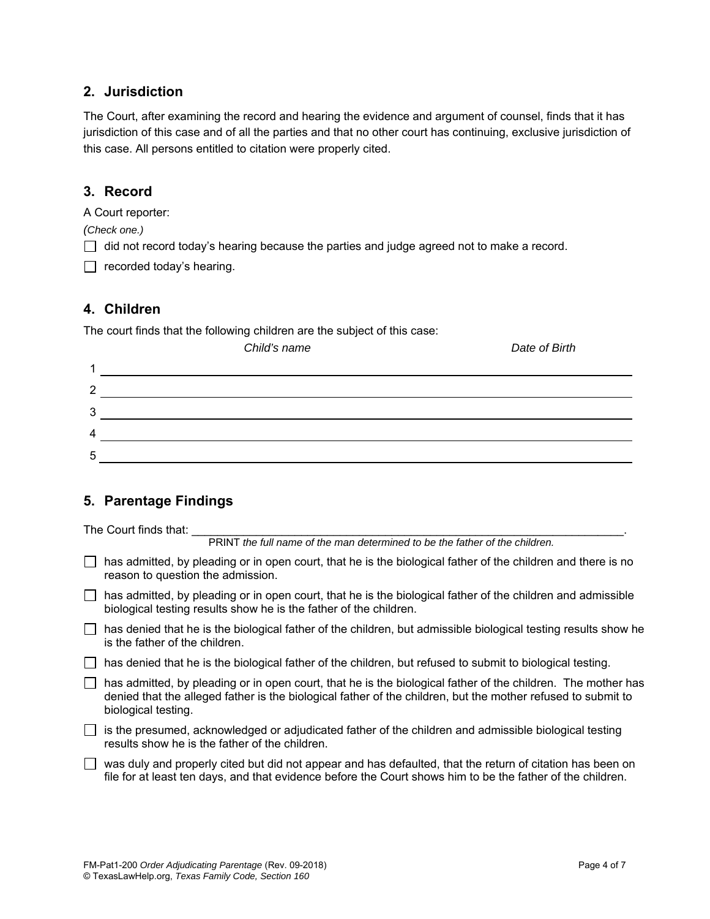## 2. Jurisdiction

The Court, after examining the record and hearing the evidence and argument of counsel, finds that it has jurisdiction of this case and of all the parties and that no other court has continuing, exclusive jurisdiction of this case. All persons entitled to citation were properly cited.

## 3. Record

A Court reporter:

*(Check one.)*

- ☐ did not record today's hearing because the parties and judge agreed not to make a record.
- ☐ recorded today's hearing.

## 4. Children

The court finds that the following children are the subject of this case:

| | *Child's name* | *Date of Birth* |
|---|---|---|
| 1 | | |
| 2 | | |
| 3 | | |
| 4 | | |
| 5 | | |

## 5. Parentage Findings

The Court finds that: ______________________________________________________________.
PRINT *the full name of the man determined to be the father of the children.*

- ☐ has admitted, by pleading or in open court, that he is the biological father of the children and there is no reason to question the admission.
- ☐ has admitted, by pleading or in open court, that he is the biological father of the children and admissible biological testing results show he is the father of the children.
- ☐ has denied that he is the biological father of the children, but admissible biological testing results show he is the father of the children.
- ☐ has denied that he is the biological father of the children, but refused to submit to biological testing.
- ☐ has admitted, by pleading or in open court, that he is the biological father of the children. The mother has denied that the alleged father is the biological father of the children, but the mother refused to submit to biological testing.
- ☐ is the presumed, acknowledged or adjudicated father of the children and admissible biological testing results show he is the father of the children.
- ☐ was duly and properly cited but did not appear and has defaulted, that the return of citation has been on file for at least ten days, and that evidence before the Court shows him to be the father of the children.

FM-Pat1-200 *Order Adjudicating Parentage* (Rev. 09-2018)
© TexasLawHelp.org, *Texas Family Code, Section 160*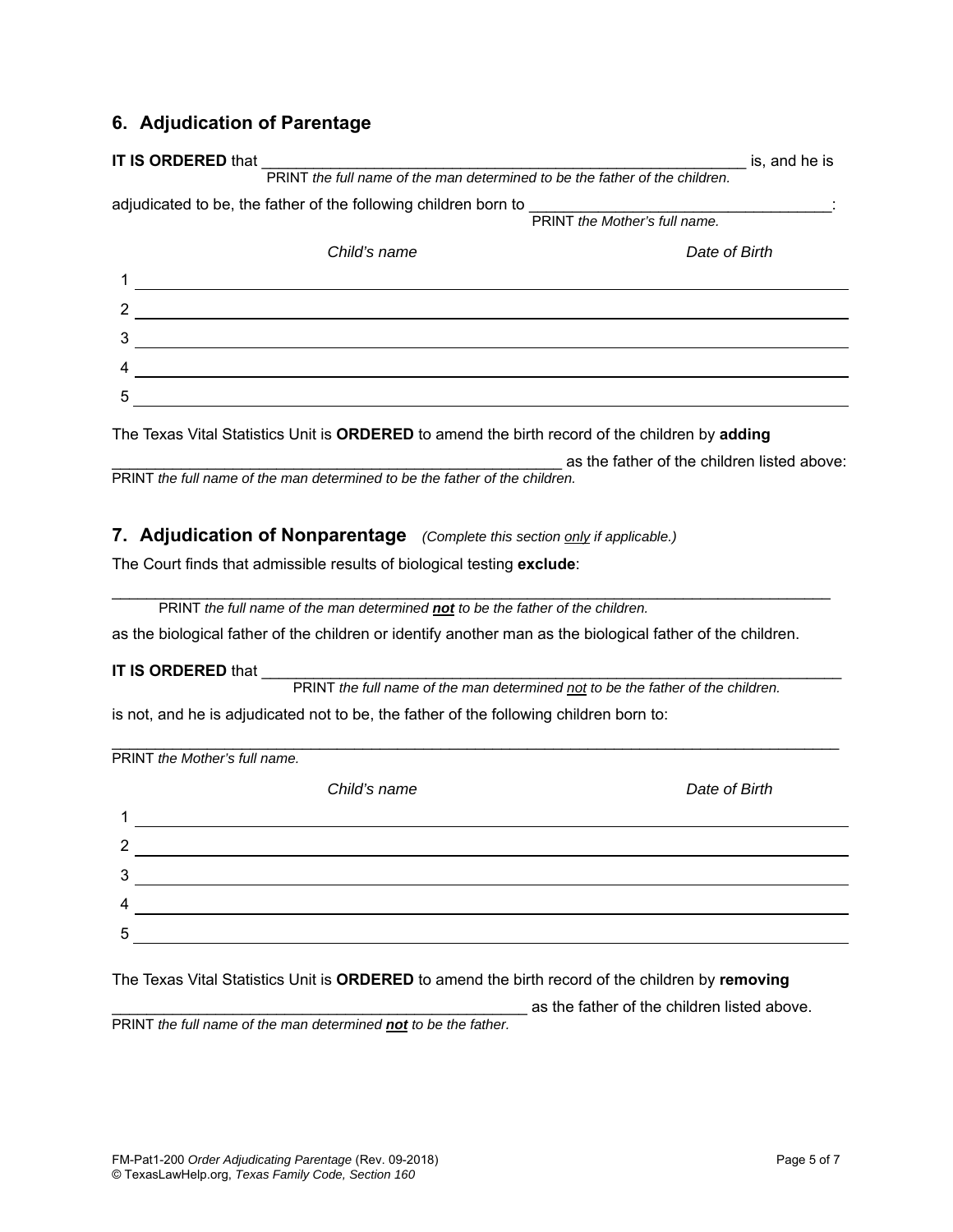## 6. Adjudication of Parentage

**IT IS ORDERED** that ____________________________________________________________ is, and he is
PRINT *the full name of the man determined to be the father of the children.*

adjudicated to be, the father of the following children born to ____________________________________:
PRINT *the Mother's full name.*

| | *Child's name* | *Date of Birth* |
|---|---|---|
| 1 | | |
| 2 | | |
| 3 | | |
| 4 | | |
| 5 | | |

The Texas Vital Statistics Unit is **ORDERED** to amend the birth record of the children by **adding**

_____________________________________________________ as the father of the children listed above:
PRINT *the full name of the man determined to be the father of the children.*

## 7. Adjudication of Nonparentage *(Complete this section only if applicable.)*

The Court finds that admissible results of biological testing **exclude**:

_______________________________________________________________________________________
PRINT *the full name of the man determined **not** to be the father of the children.*

as the biological father of the children or identify another man as the biological father of the children.

**IT IS ORDERED** that ______________________________________________________________________
PRINT *the full name of the man determined not to be the father of the children.*

is not, and he is adjudicated not to be, the father of the following children born to:

_______________________________________________________________________________________
PRINT *the Mother's full name.*

| | *Child's name* | *Date of Birth* |
|---|---|---|
| 1 | | |
| 2 | | |
| 3 | | |
| 4 | | |
| 5 | | |

The Texas Vital Statistics Unit is **ORDERED** to amend the birth record of the children by **removing**

__________________________________________________ as the father of the children listed above.
PRINT *the full name of the man determined **not** to be the father.*

FM-Pat1-200 *Order Adjudicating Parentage* (Rev. 09-2018)
© TexasLawHelp.org, *Texas Family Code, Section 160*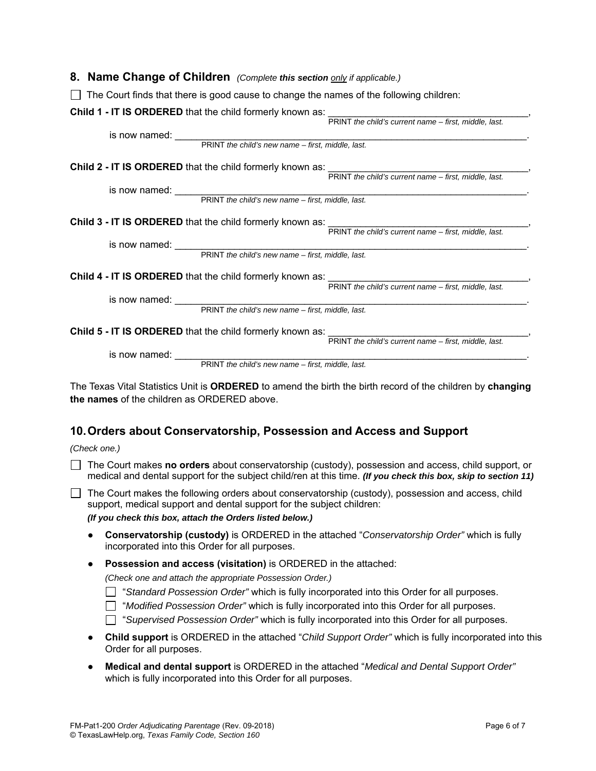## 8. Name Change of Children *(Complete **this section** only if applicable.)*

☐ The Court finds that there is good cause to change the names of the following children:

**Child 1 - IT IS ORDERED** that the child formerly known as: ______________________________________,
PRINT *the child's current name – first, middle, last.*

is now named: ______________________________________________________________________.
PRINT *the child's new name – first, middle, last.*

**Child 2 - IT IS ORDERED** that the child formerly known as: ______________________________________,
PRINT *the child's current name – first, middle, last.*

is now named: ______________________________________________________________________.
PRINT *the child's new name – first, middle, last.*

**Child 3 - IT IS ORDERED** that the child formerly known as: ______________________________________,
PRINT *the child's current name – first, middle, last.*

is now named: ______________________________________________________________________.
PRINT *the child's new name – first, middle, last.*

**Child 4 - IT IS ORDERED** that the child formerly known as: ______________________________________,
PRINT *the child's current name – first, middle, last.*

is now named: ______________________________________________________________________.
PRINT *the child's new name – first, middle, last.*

**Child 5 - IT IS ORDERED** that the child formerly known as: ______________________________________,
PRINT *the child's current name – first, middle, last.*

is now named: ______________________________________________________________________.
PRINT *the child's new name – first, middle, last.*

The Texas Vital Statistics Unit is **ORDERED** to amend the birth the birth record of the children by **changing the names** of the children as ORDERED above.

## 10. Orders about Conservatorship, Possession and Access and Support

*(Check one.)*

☐ The Court makes **no orders** about conservatorship (custody), possession and access, child support, or medical and dental support for the subject child/ren at this time. ***(If you check this box, skip to section 11)***

☐ The Court makes the following orders about conservatorship (custody), possession and access, child support, medical support and dental support for the subject children:
***(If you check this box, attach the Orders listed below.)***

- **Conservatorship (custody)** is ORDERED in the attached "*Conservatorship Order"* which is fully incorporated into this Order for all purposes.
- **Possession and access (visitation)** is ORDERED in the attached:
  *(Check one and attach the appropriate Possession Order.)*
  ☐ "*Standard Possession Order"* which is fully incorporated into this Order for all purposes.
  ☐ "*Modified Possession Order"* which is fully incorporated into this Order for all purposes.
  ☐ "*Supervised Possession Order"* which is fully incorporated into this Order for all purposes.
- **Child support** is ORDERED in the attached "*Child Support Order"* which is fully incorporated into this Order for all purposes.
- **Medical and dental support** is ORDERED in the attached "*Medical and Dental Support Order"* which is fully incorporated into this Order for all purposes.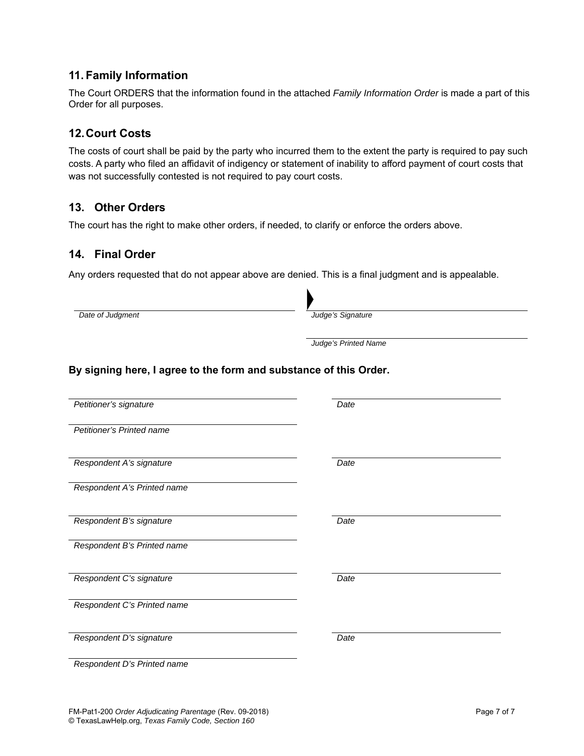## 11. Family Information

The Court ORDERS that the information found in the attached *Family Information Order* is made a part of this Order for all purposes.

## 12. Court Costs

The costs of court shall be paid by the party who incurred them to the extent the party is required to pay such costs. A party who filed an affidavit of indigency or statement of inability to afford payment of court costs that was not successfully contested is not required to pay court costs.

## 13. Other Orders

The court has the right to make other orders, if needed, to clarify or enforce the orders above.

## 14. Final Order

Any orders requested that do not appear above are denied. This is a final judgment and is appealable.

_______________________________ *Date of Judgment*

_______________________________ *Judge's Signature*

_______________________________ *Judge's Printed Name*

**By signing here, I agree to the form and substance of this Order.**

_______________________________ *Petitioner's signature* _______________ *Date*

_______________________________ *Petitioner's Printed name*

_______________________________ *Respondent A's signature* _______________ *Date*

_______________________________ *Respondent A's Printed name*

_______________________________ *Respondent B's signature* _______________ *Date*

_______________________________ *Respondent B's Printed name*

_______________________________ *Respondent C's signature* _______________ *Date*

_______________________________ *Respondent C's Printed name*

_______________________________ *Respondent D's signature* _______________ *Date*

_______________________________ *Respondent D's Printed name*

FM-Pat1-200 *Order Adjudicating Parentage* (Rev. 09-2018)
© TexasLawHelp.org, *Texas Family Code, Section 160*